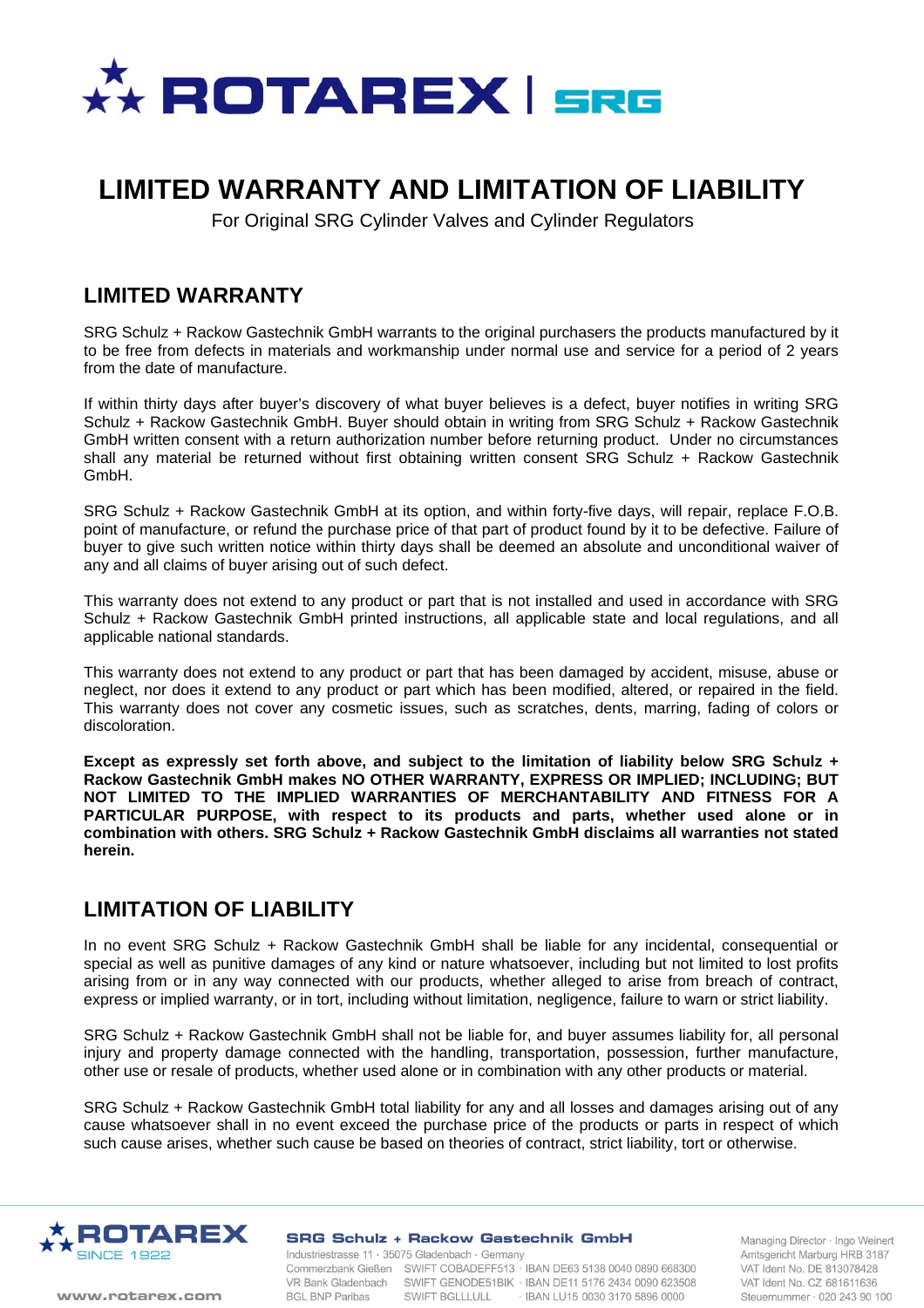# LIMITED WARRANTY AND LIMITATION OF LIABILITY

For Original SRG Cylinder Valves and Cylinder Regulators

## LIMITED WARRANTY

SRG Schulz + Rackow Gastechnik GmbH warrants to the original purchasers the products manufactured by it to be free from defects in materials and workmanship under normal use and service for a period of 2 years from the date of manufacture.

If within thirty days after buyer's discovery of what buyer believes is a defect, buyer notifies in writing SRG Schulz + Rackow Gastechnik GmbH. Buyer should obtain in writing from SRG Schulz + Rackow Gastechnik GmbH written consent with a return authorization number before returning product. Under no circumstances shall any material be returned without first obtaining written consent SRG Schulz + Rackow Gastechnik GmbH.

SRG Schulz + Rackow Gastechnik GmbH at its option, and within forty-five days, will repair, replace F.O.B. point of manufacture, or refund the purchase price of that part of product found by it to be defective. Failure of buyer to give such written notice within thirty days shall be deemed an absolute and unconditional waiver of any and all claims of buyer arising out of such defect.

This warranty does not extend to any product or part that is not installed and used in accordance with SRG Schulz + Rackow Gastechnik GmbH printed instructions, all applicable state and local regulations, and all applicable national standards.

This warranty does not extend to any product or part that has been damaged by accident, misuse, abuse or neglect, nor does it extend to any product or part which has been modified, altered, or repaired in the field. This warranty does not cover any cosmetic issues, such as scratches, dents, marring, fading of colors or discoloration.

**Except as expressly set forth above, and subject to the limitation of liability below SRG Schulz + Rackow Gastechnik GmbH makes NO OTHER WARRANTY, EXPRESS OR IMPLIED; INCLUDING; BUT NOT LIMITED TO THE IMPLIED WARRANTIES OF MERCHANTABILITY AND FITNESS FOR A PARTICULAR PURPOSE, with respect to its products and parts, whether used alone or in combination with others. SRG Schulz + Rackow Gastechnik GmbH disclaims all warranties not stated herein.**

## LIMITATION OF LIABILITY

In no event SRG Schulz + Rackow Gastechnik GmbH shall be liable for any incidental, consequential or special as well as punitive damages of any kind or nature whatsoever, including but not limited to lost profits arising from or in any way connected with our products, whether alleged to arise from breach of contract, express or implied warranty, or in tort, including without limitation, negligence, failure to warn or strict liability.

SRG Schulz + Rackow Gastechnik GmbH shall not be liable for, and buyer assumes liability for, all personal injury and property damage connected with the handling, transportation, possession, further manufacture, other use or resale of products, whether used alone or in combination with any other products or material.

SRG Schulz + Rackow Gastechnik GmbH total liability for any and all losses and damages arising out of any cause whatsoever shall in no event exceed the purchase price of the products or parts in respect of which such cause arises, whether such cause be based on theories of contract, strict liability, tort or otherwise.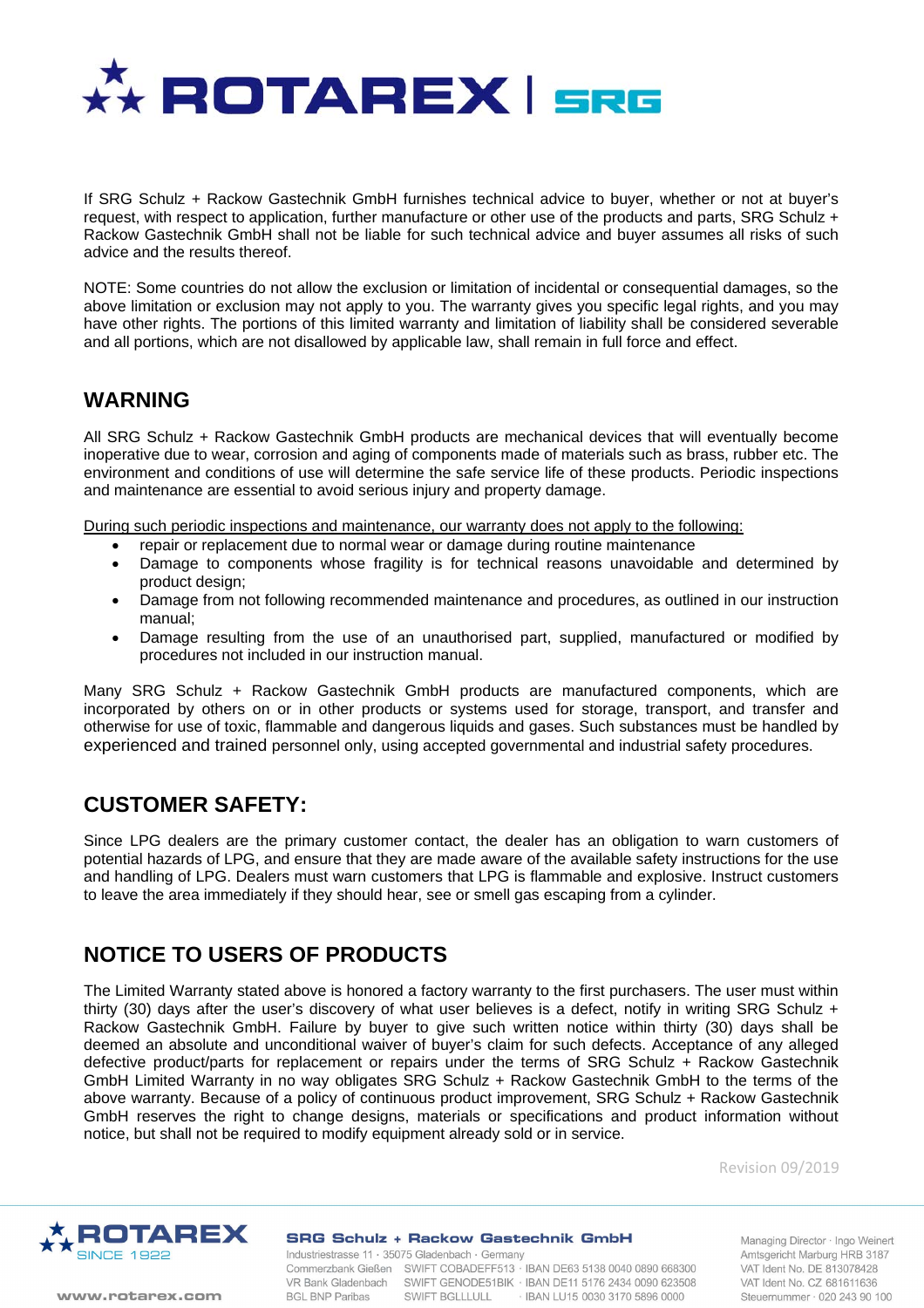If SRG Schulz + Rackow Gastechnik GmbH furnishes technical advice to buyer, whether or not at buyer's request, with respect to application, further manufacture or other use of the products and parts, SRG Schulz + Rackow Gastechnik GmbH shall not be liable for such technical advice and buyer assumes all risks of such advice and the results thereof.

NOTE: Some countries do not allow the exclusion or limitation of incidental or consequential damages, so the above limitation or exclusion may not apply to you. The warranty gives you specific legal rights, and you may have other rights. The portions of this limited warranty and limitation of liability shall be considered severable and all portions, which are not disallowed by applicable law, shall remain in full force and effect.

## WARNING

All SRG Schulz + Rackow Gastechnik GmbH products are mechanical devices that will eventually become inoperative due to wear, corrosion and aging of components made of materials such as brass, rubber etc. The environment and conditions of use will determine the safe service life of these products. Periodic inspections and maintenance are essential to avoid serious injury and property damage.

During such periodic inspections and maintenance, our warranty does not apply to the following:

- repair or replacement due to normal wear or damage during routine maintenance
- Damage to components whose fragility is for technical reasons unavoidable and determined by product design;
- Damage from not following recommended maintenance and procedures, as outlined in our instruction manual;
- Damage resulting from the use of an unauthorised part, supplied, manufactured or modified by procedures not included in our instruction manual.

Many SRG Schulz + Rackow Gastechnik GmbH products are manufactured components, which are incorporated by others on or in other products or systems used for storage, transport, and transfer and otherwise for use of toxic, flammable and dangerous liquids and gases. Such substances must be handled by experienced and trained personnel only, using accepted governmental and industrial safety procedures.

## CUSTOMER SAFETY:

Since LPG dealers are the primary customer contact, the dealer has an obligation to warn customers of potential hazards of LPG, and ensure that they are made aware of the available safety instructions for the use and handling of LPG. Dealers must warn customers that LPG is flammable and explosive. Instruct customers to leave the area immediately if they should hear, see or smell gas escaping from a cylinder.

## NOTICE TO USERS OF PRODUCTS

The Limited Warranty stated above is honored a factory warranty to the first purchasers. The user must within thirty (30) days after the user's discovery of what user believes is a defect, notify in writing SRG Schulz + Rackow Gastechnik GmbH. Failure by buyer to give such written notice within thirty (30) days shall be deemed an absolute and unconditional waiver of buyer's claim for such defects. Acceptance of any alleged defective product/parts for replacement or repairs under the terms of SRG Schulz + Rackow Gastechnik GmbH Limited Warranty in no way obligates SRG Schulz + Rackow Gastechnik GmbH to the terms of the above warranty. Because of a policy of continuous product improvement, SRG Schulz + Rackow Gastechnik GmbH reserves the right to change designs, materials or specifications and product information without notice, but shall not be required to modify equipment already sold or in service.

Revision 09/2019